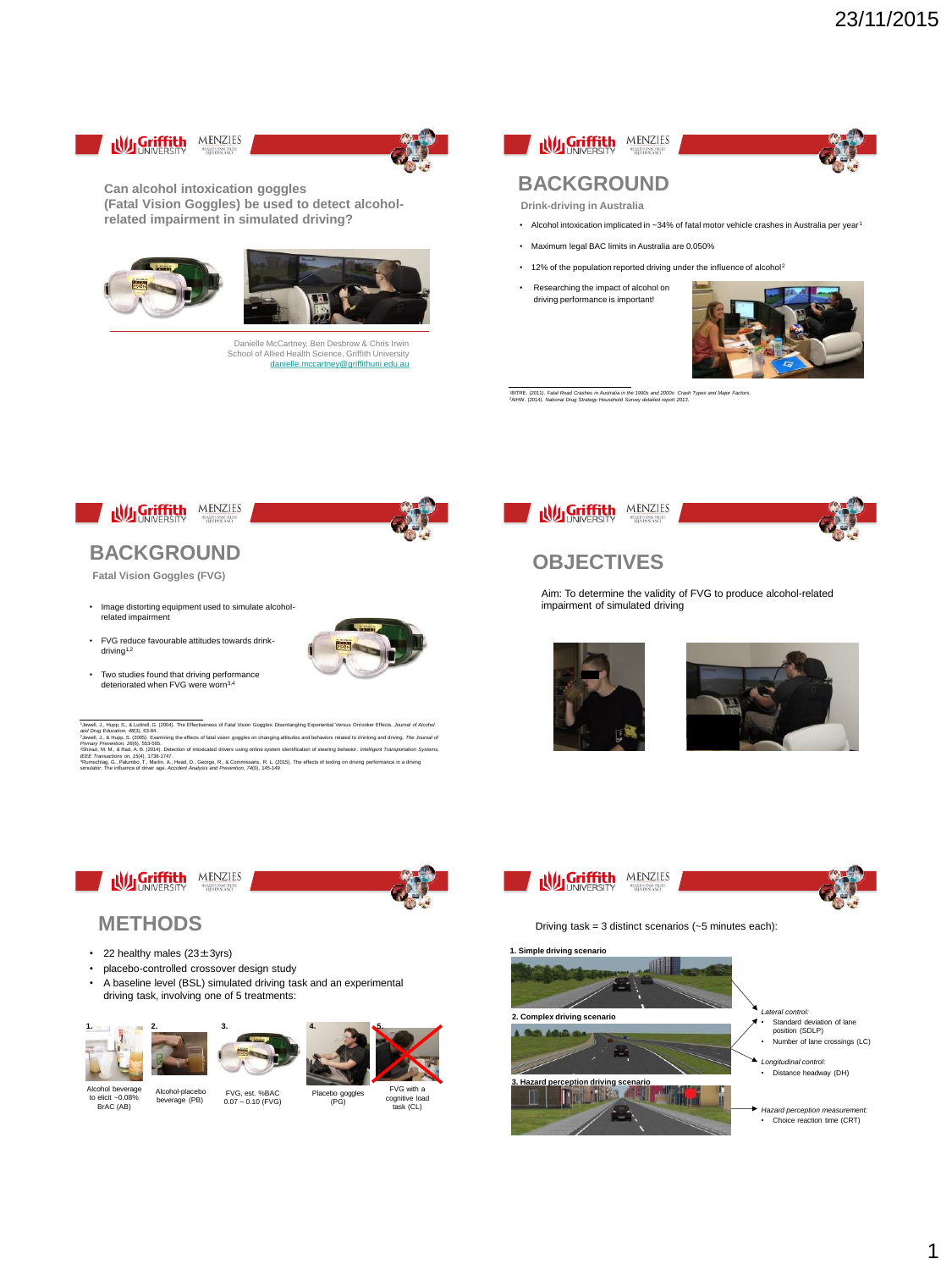## Can alcohol intoxication goggles (Fatal Vision Goggles) be used to detect alcohol-related impairment in simulated driving?

Danielle McCartney, Ben Desbrow & Chris Irwin
School of Allied Health Science, Griffith University
danielle.mccartney@griffithuni.edu.au

---

# BACKGROUND

**Drink-driving in Australia**

- Alcohol intoxication implicated in ~34% of fatal motor vehicle crashes in Australia per year[1]
- Maximum legal BAC limits in Australia are 0.050%
- 12% of the population reported driving under the influence of alcohol[2]
- Researching the impact of alcohol on driving performance is important!

[1]BITRE. (2011). *Fatal Road Crashes in Australia in the 1990s and 2000s: Crash Types and Major Factors.*
[2]AIHW. (2014). *National Drug Strategy Household Survey detailed report 2013.*

---

# BACKGROUND

**Fatal Vision Goggles (FVG)**

- Image distorting equipment used to simulate alcohol-related impairment
- FVG reduce favourable attitudes towards drink-driving[1,2]
- Two studies found that driving performance deteriorated when FVG were worn[3,4]

[1]Jewell, J., Hupp, S., & Luttrell, G. (2004). The Effectiveness of Fatal Vision Goggles: Disentangling Experiential Versus Onlooker Effects. *Journal of Alcohol and Drug Education, 48*(3), 63-84.
[2]Jewell, J., & Hupp, S. (2005). Examining the effects of fatal vision goggles on changing attitudes and behaviors related to drinking and driving. *The Journal of Primary Prevention, 26*(6), 553-565.
[3]Shirazi, M. M., & Rad, A. B. (2014). Detection of intoxicated drivers using online system identification of steering behavior. *Intelligent Transportation Systems, IEEE Transactions on, 15*(4), 1738-1747.
[4]Rumschlag, G., Palumbo, T., Martin, A., Head, D., George, R., & Commissaris, R. L. (2015). The effects of texting on driving performance in a driving simulator: The influence of driver age. *Accident Analysis and Prevention, 74*(0), 145-149

---

# OBJECTIVES

Aim: To determine the validity of FVG to produce alcohol-related impairment of simulated driving

---

# METHODS

- 22 healthy males (23±3yrs)
- placebo-controlled crossover design study
- A baseline level (BSL) simulated driving task and an experimental driving task, involving one of 5 treatments:

1. Alcohol beverage to elicit ~0.08% BrAC (AB)
2. Alcohol-placebo beverage (PB)
3. FVG, est. %BAC 0.07 – 0.10 (FVG)
4. Placebo goggles (PG)
5. FVG with a cognitive load task (CL)

---

Driving task = 3 distinct scenarios (~5 minutes each):

1. Simple driving scenario
2. Complex driving scenario
3. Hazard perception driving scenario

*Lateral control:*
- Standard deviation of lane position (SDLP)
- Number of lane crossings (LC)

*Longitudinal control:*
- Distance headway (DH)

*Hazard perception measurement:*
- Choice reaction time (CRT)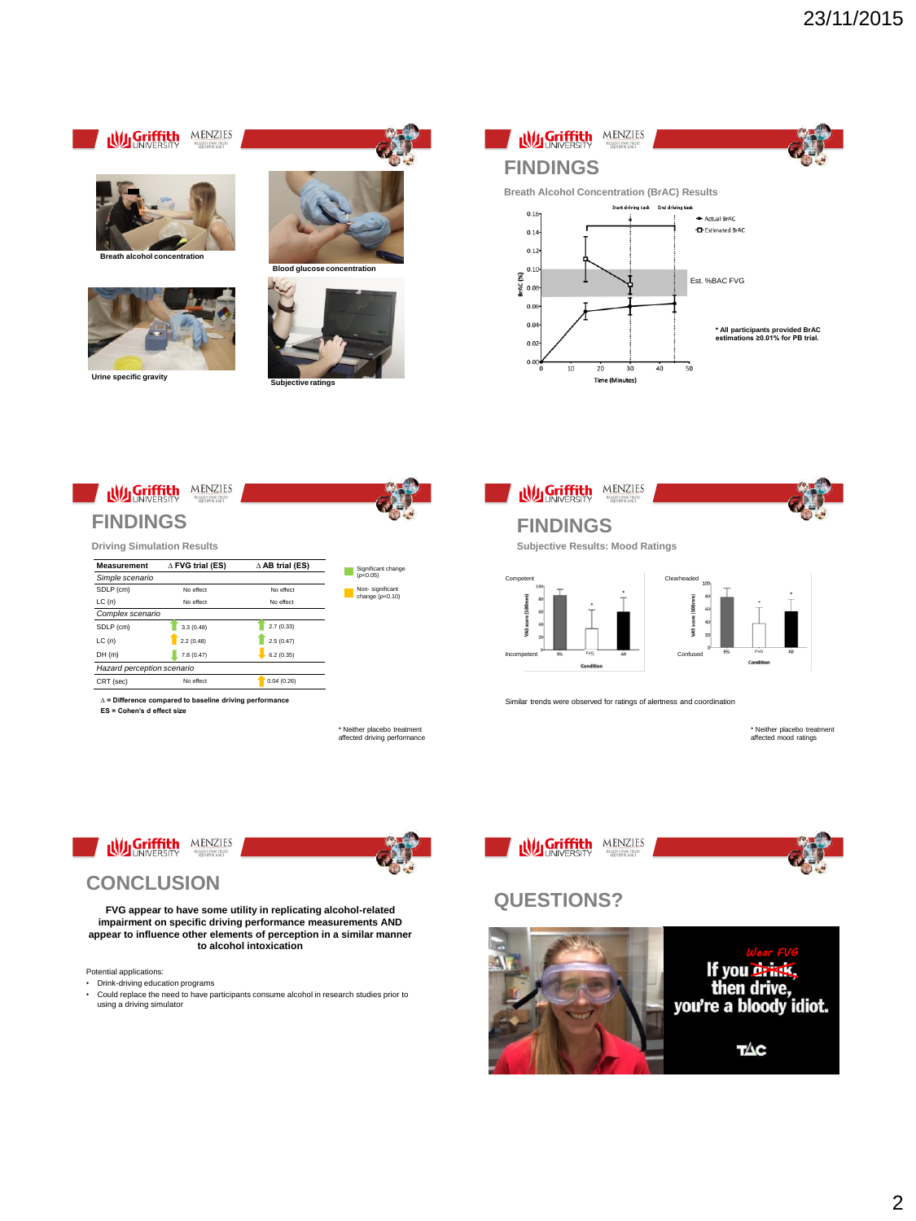Breath alcohol concentration

Blood glucose concentration

Urine specific gravity

Subjective ratings

## FINDINGS

Breath Alcohol Concentration (BrAC) Results

Start driving task — End driving task

Actual BrAC

Estimated BrAC

Est. %BAC FVG

* All participants provided BrAC estimations ≥0.01% for PB trial.

## FINDINGS

Driving Simulation Results

| Measurement | Δ FVG trial (ES) | Δ AB trial (ES) |
|---|---|---|
| *Simple scenario* | | |
| SDLP (cm) | No effect | No effect |
| LC (n) | No effect | No effect |
| *Complex scenario* | | |
| SDLP (cm) | 3.3 (0.48) | 2.7 (0.33) |
| LC (n) | 2.2 (0.48) | 2.5 (0.47) |
| DH (m) | 7.8 (0.47) | 6.2 (0.35) |
| *Hazard perception scenario* | | |
| CRT (sec) | No effect | 0.04 (0.26) |

Significant change ($p<0.05$)

Non- significant change ($p<0.10$)

Δ = Difference compared to baseline driving performance
ES = Cohen's d effect size

* Neither placebo treatment affected driving performance

## FINDINGS

Subjective Results: Mood Ratings

Similar trends were observed for ratings of alertness and coordination

* Neither placebo treatment affected mood ratings

## CONCLUSION

**FVG appear to have some utility in replicating alcohol-related impairment on specific driving performance measurements AND appear to influence other elements of perception in a similar manner to alcohol intoxication**

Potential applications:

- Drink-driving education programs
- Could replace the need to have participants consume alcohol in research studies prior to using a driving simulator

## QUESTIONS?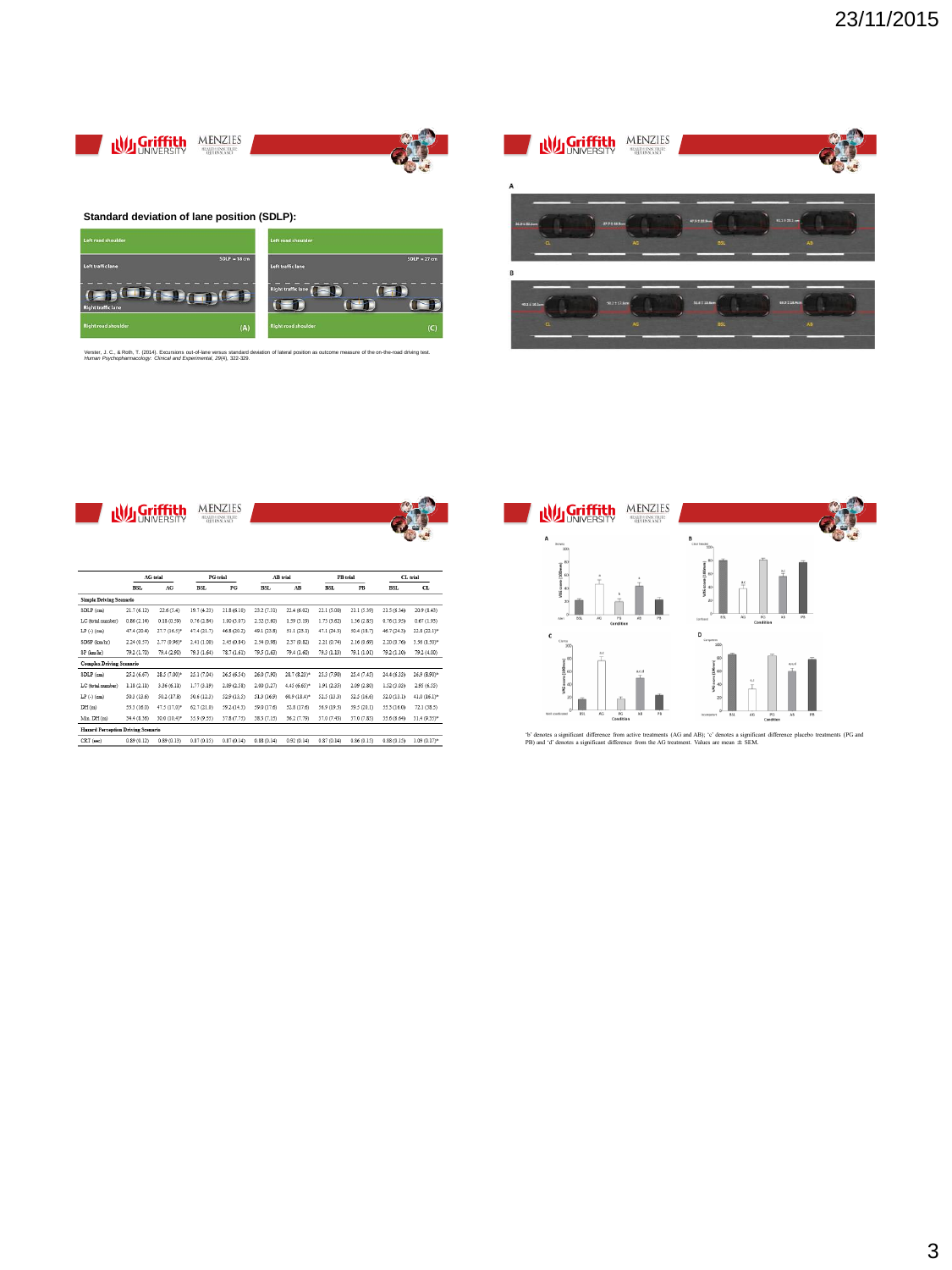Standard deviation of lane position (SDLP):

Left road shoulder
Left traffic lane
Right traffic lane
Right road shoulder
SDLP = 18 cm
(A)

Left road shoulder
Left traffic lane
Right traffic lane
Right road shoulder
SDLP = 27 cm
(C)

Verster, J. C., & Roth, T. (2014). Excursions out-of-lane versus standard deviation of lateral position as outcome measure of the on-the-road driving test. *Human Psychopharmacology: Clinical and Experimental, 29*(4), 322-329.

A

CL AG BSL AB

B

CL AG BSL AB

| | AG trial | | PG trial | | AB trial | | PB trial | | CL trial | |
|---|---|---|---|---|---|---|---|---|---|---|
| | BSL | AG | BSL | PG | BSL | AB | BSL | PB | BSL | CL |
| **Simple Driving Scenario** | | | | | | | | | | |
| SDLP (cm) | 21.7 (6.12) | 22.6 (5.4) | 19.7 (4.23) | 21.8 (6.10) | 23.2 (7.31) | 22.4 (6.02) | 22.1 (5.00) | 21.1 (5.39) | 23.5 (6.34) | 20.9 (8.43) |
| LC (total number) | 0.86 (2.14) | 0.18 (0.59) | 0.76 (2.84) | 1.00 (3.07) | 2.32 (5.80) | 1.59 (3.19) | 1.73 (3.62) | 1.36 (2.85) | 0.76 (1.95) | 0.67 (1.95) |
| LP (-) (cm) | 47.4 (20.4) | 27.7 (16.5)* | 47.4 (21.7) | 46.8 (20.2) | 49.1 (23.8) | 51.1 (25.1) | 47.1 (24.3) | 50.4 (18.7) | 46.7 (24.3) | 22.8 (22.1)* |
| SDSP (km/hr) | 2.24 (0.57) | 2.77 (0.96)* | 2.41 (1.00) | 2.45 (0.84) | 2.34 (0.98) | 2.37 (0.82) | 2.21 (0.74) | 2.16 (0.69) | 2.20 (0.76) | 3.36 (1.50)* |
| SP (km/hr) | 79.2 (1.70) | 79.4 (2.90) | 79.3 (1.64) | 78.7 (1.62) | 79.5 (1.63) | 79.4 (1.60) | 79.3 (1.13) | 79.1 (1.01) | 79.2 (1.16) | 79.2 (4.00) |
| **Complex Driving Scenario** | | | | | | | | | | |
| SDLP (cm) | 25.2 (6.67) | 28.5 (7.00)* | 25.3 (7.04) | 26.5 (6.54) | 26.0 (7.80) | 28.7 (8.23)* | 25.2 (7.00) | 25.4 (7.42) | 24.4 (6.53) | 26.9 (8.90)* |
| LC (total number) | 1.18 (2.11) | 3.36 (6.11) | 1.77 (3.19) | 2.09 (2.58) | 2.09 (3.27) | 4.45 (6.65)* | 1.91 (2.55) | 2.09 (2.80) | 1.52 (3.03) | 2.95 (6.55) |
| LP (-) (cm) | 50.3 (15.8) | 50.2 (17.8) | 50.6 (12.3) | 52.9 (15.2) | 51.3 (16.9) | 60.9 (18.4)* | 52.5 (13.3) | 52.5 (16.6) | 52.0 (13.1) | 41.0 (16.1)* |
| DH (m) | 55.3 (16.0) | 47.5 (17.0)* | 62.7 (21.0) | 59.2 (14.3) | 59.0 (17.6) | 52.8 (17.6) | 56.9 (19.5) | 59.5 (20.1) | 55.5 (16.0) | 72.1 (38.5) |
| Min. DH (m) | 34.4 (8.36) | 30.0 (10.4)* | 35.9 (9.55) | 37.8 (7.75) | 38.3 (7.15) | 36.2 (7.79) | 37.0 (7.45) | 37.0 (7.85) | 35.6 (8.64) | 31.4 (9.55)* |
| **Hazard Perception Driving Scenario** | | | | | | | | | | |
| CRT (sec) | 0.89 (0.12) | 0.89 (0.15) | 0.87 (0.15) | 0.87 (0.14) | 0.88 (0.14) | 0.92 (0.14) | 0.87 (0.14) | 0.86 (0.15) | 0.88 (0.15) | 1.09 (0.37)* |

A
Stress
VAS score (100mm)
BSL AG PG AB PB
Condition

B
Clear headed
VAS score (100mm)
BSL AG PG AB PB
Condition

C
Clumsy
VAS score (100mm)
BSL AG PG AB PB
Condition

D
Competent
VAS score (100mm)
BSL AG PG AB PB
Condition

'b' denotes a significant difference from active treatments (AG and AB); 'c' denotes a significant difference placebo treatments (PG and PB) and 'd' denotes a significant difference from the AG treatment. Values are mean ± SEM.